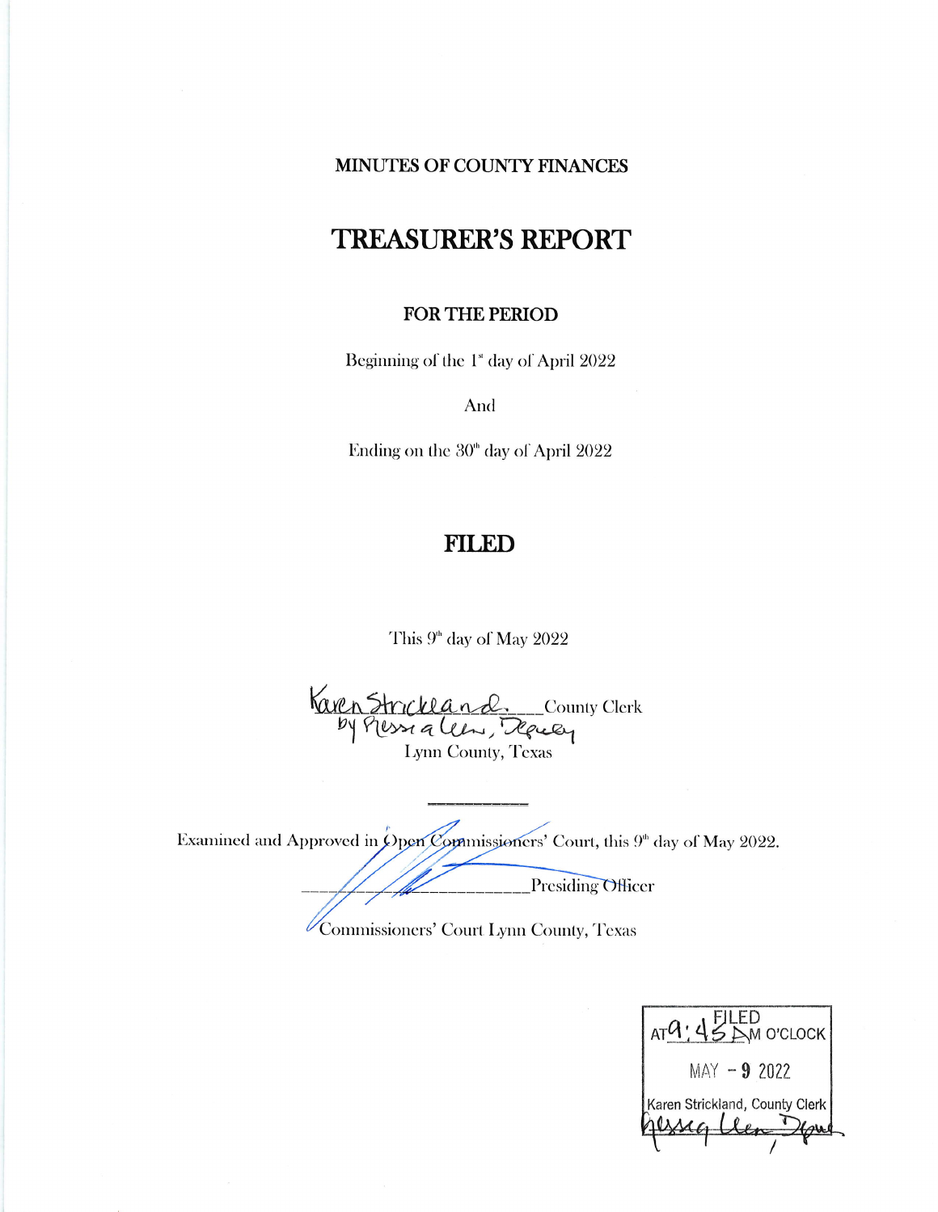**MINUTES OF COUNTY FINANCES**

# TREASURER'S REPORT

**FOR THE PERIOD**

Beginning of the 1st day of April 2022

And

Ending on the 30th day of April 2022

## FILED

This 9th day of May 2022

Karen Strickland, County Clerk
by Nessa Leen, Deputy
Lynn County, Texas

---

Examined and Approved in Open Commissioners' Court, this 9th day of May 2022.

\_\_\_\_\_\_\_\_\_\_\_\_\_\_\_\_\_\_\_\_\_\_\_\_\_\_\_\_Presiding Officer

Commissioners' Court Lynn County, Texas

FILED
AT 9:45 AM O'CLOCK
MAY - 9 2022
Karen Strickland, County Clerk
Nessa Leen, Deputy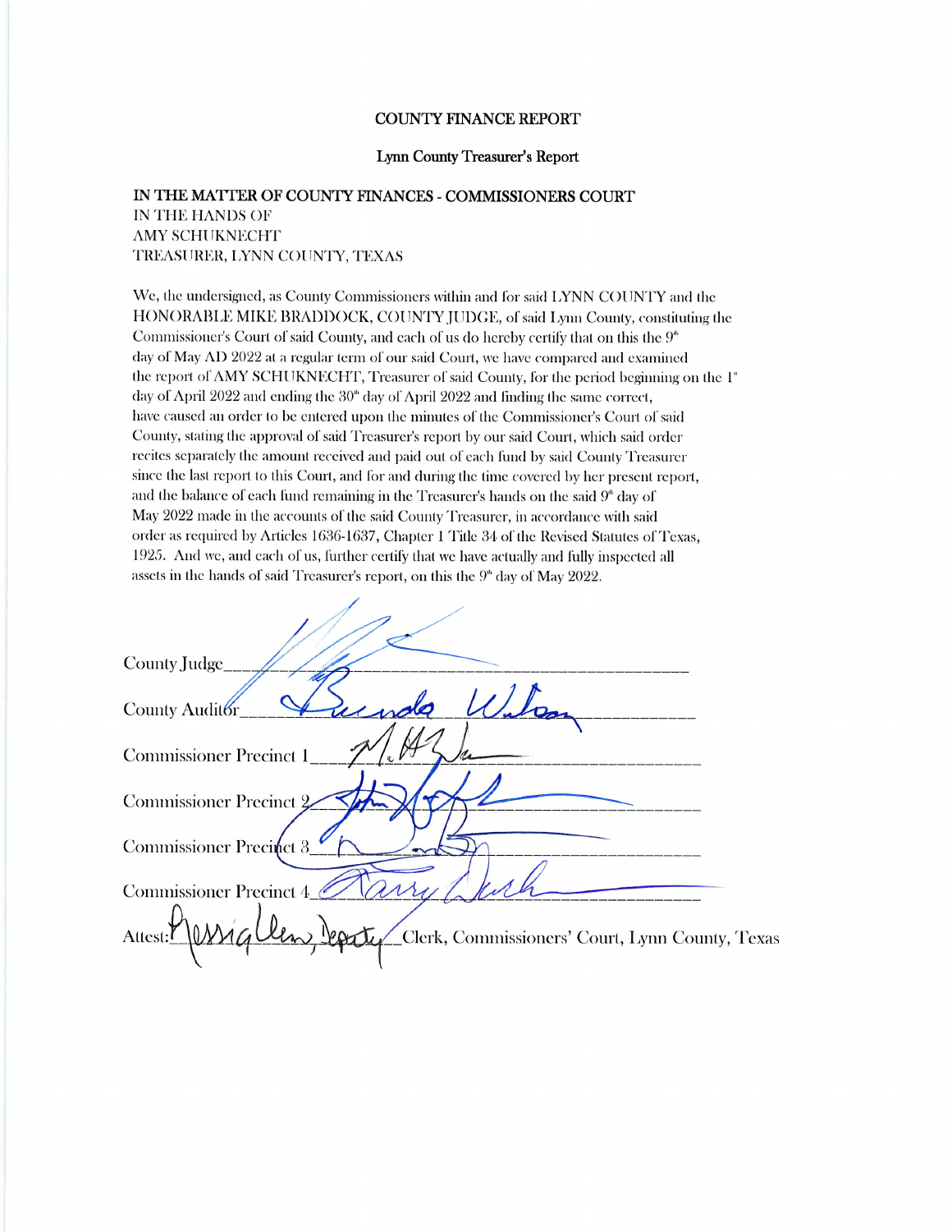# COUNTY FINANCE REPORT

## Lynn County Treasurer's Report

**IN THE MATTER OF COUNTY FINANCES - COMMISSIONERS COURT**
IN THE HANDS OF
AMY SCHUKNECHT
TREASURER, LYNN COUNTY, TEXAS

We, the undersigned, as County Commissioners within and for said LYNN COUNTY and the HONORABLE MIKE BRADDOCK, COUNTY JUDGE, of said Lynn County, constituting the Commissioner's Court of said County, and each of us do hereby certify that on this the 9th day of May AD 2022 at a regular term of our said Court, we have compared and examined the report of AMY SCHUKNECHT, Treasurer of said County, for the period beginning on the 1st day of April 2022 and ending the 30th day of April 2022 and finding the same correct, have caused an order to be entered upon the minutes of the Commissioner's Court of said County, stating the approval of said Treasurer's report by our said Court, which said order recites separately the amount received and paid out of each fund by said County Treasurer since the last report to this Court, and for and during the time covered by her present report, and the balance of each fund remaining in the Treasurer's hands on the said 9th day of May 2022 made in the accounts of the said County Treasurer, in accordance with said order as required by Articles 1636-1637, Chapter 1 Title 34 of the Revised Statutes of Texas, 1925. And we, and each of us, further certify that we have actually and fully inspected all assets in the hands of said Treasurer's report, on this the 9th day of May 2022.

County Judge ______________________

County Auditor ______________________

Commissioner Precinct 1 ______________________

Commissioner Precinct 2 ______________________

Commissioner Precinct 3 ______________________

Commissioner Precinct 4 ______________________

Attest: ______________________ Clerk, Commissioners' Court, Lynn County, Texas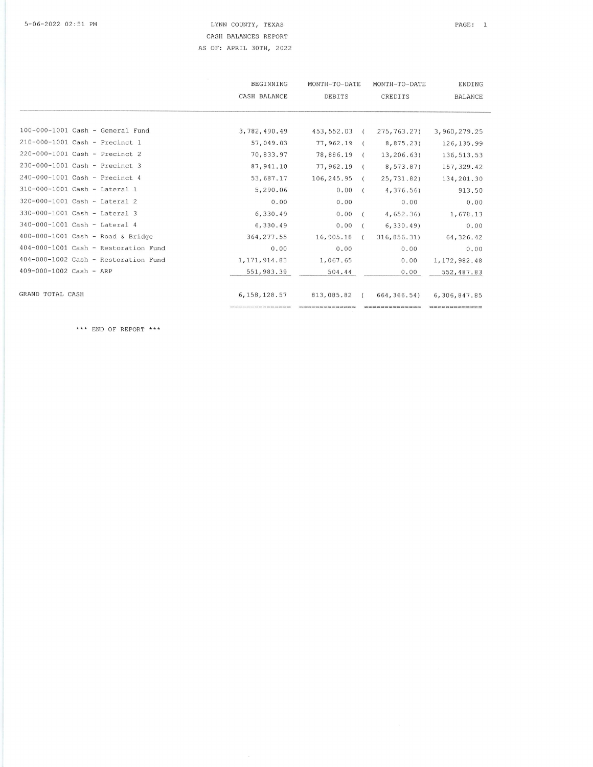LYNN COUNTY, TEXAS
CASH BALANCES REPORT
AS OF: APRIL 30TH, 2022

| | BEGINNING CASH BALANCE | MONTH-TO-DATE DEBITS | MONTH-TO-DATE CREDITS | ENDING BALANCE |
|---|---|---|---|---|
| 100-000-1001 Cash - General Fund | 3,782,490.49 | 453,552.03 | (275,763.27) | 3,960,279.25 |
| 210-000-1001 Cash - Precinct 1 | 57,049.03 | 77,962.19 | (8,875.23) | 126,135.99 |
| 220-000-1001 Cash - Precinct 2 | 70,833.97 | 78,886.19 | (13,206.63) | 136,513.53 |
| 230-000-1001 Cash - Precinct 3 | 87,941.10 | 77,962.19 | (8,573.87) | 157,329.42 |
| 240-000-1001 Cash - Precinct 4 | 53,687.17 | 106,245.95 | (25,731.82) | 134,201.30 |
| 310-000-1001 Cash - Lateral 1 | 5,290.06 | 0.00 | (4,376.56) | 913.50 |
| 320-000-1001 Cash - Lateral 2 | 0.00 | 0.00 | 0.00 | 0.00 |
| 330-000-1001 Cash - Lateral 3 | 6,330.49 | 0.00 | (4,652.36) | 1,678.13 |
| 340-000-1001 Cash - Lateral 4 | 6,330.49 | 0.00 | (6,330.49) | 0.00 |
| 400-000-1001 Cash - Road & Bridge | 364,277.55 | 16,905.18 | (316,856.31) | 64,326.42 |
| 404-000-1001 Cash - Restoration Fund | 0.00 | 0.00 | 0.00 | 0.00 |
| 404-000-1002 Cash - Restoration Fund | 1,171,914.83 | 1,067.65 | 0.00 | 1,172,982.48 |
| 409-000-1002 Cash - ARP | 551,983.39 | 504.44 | 0.00 | 552,487.83 |
| GRAND TOTAL CASH | 6,158,128.57 | 813,085.82 | (664,366.54) | 6,306,847.85 |

*** END OF REPORT ***